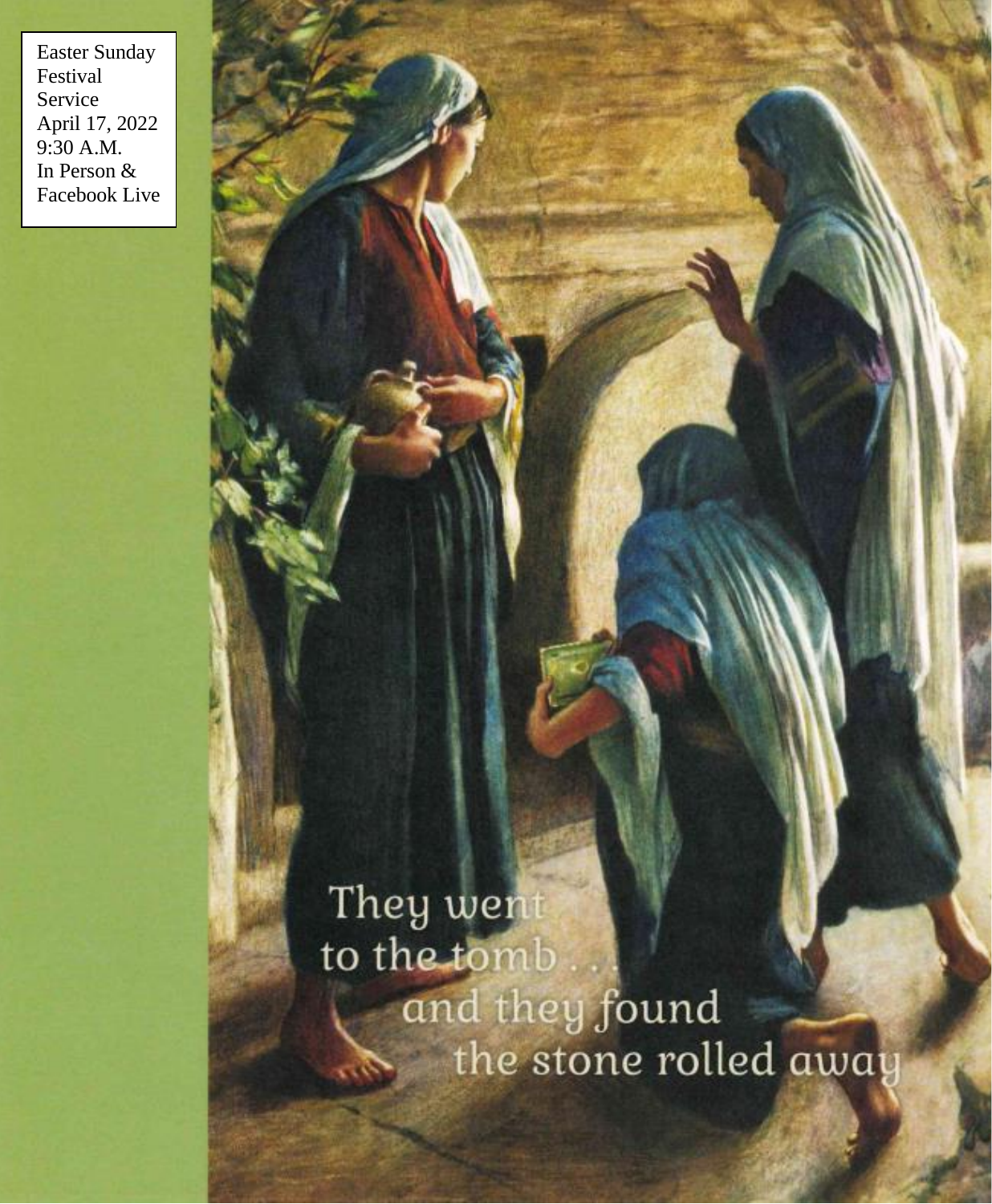Easter Sunday
Festival
Service
April 17, 2022
9:30 A.M.
In Person &
Facebook Live

They went
to the tomb . . .
and they found
the stone rolled away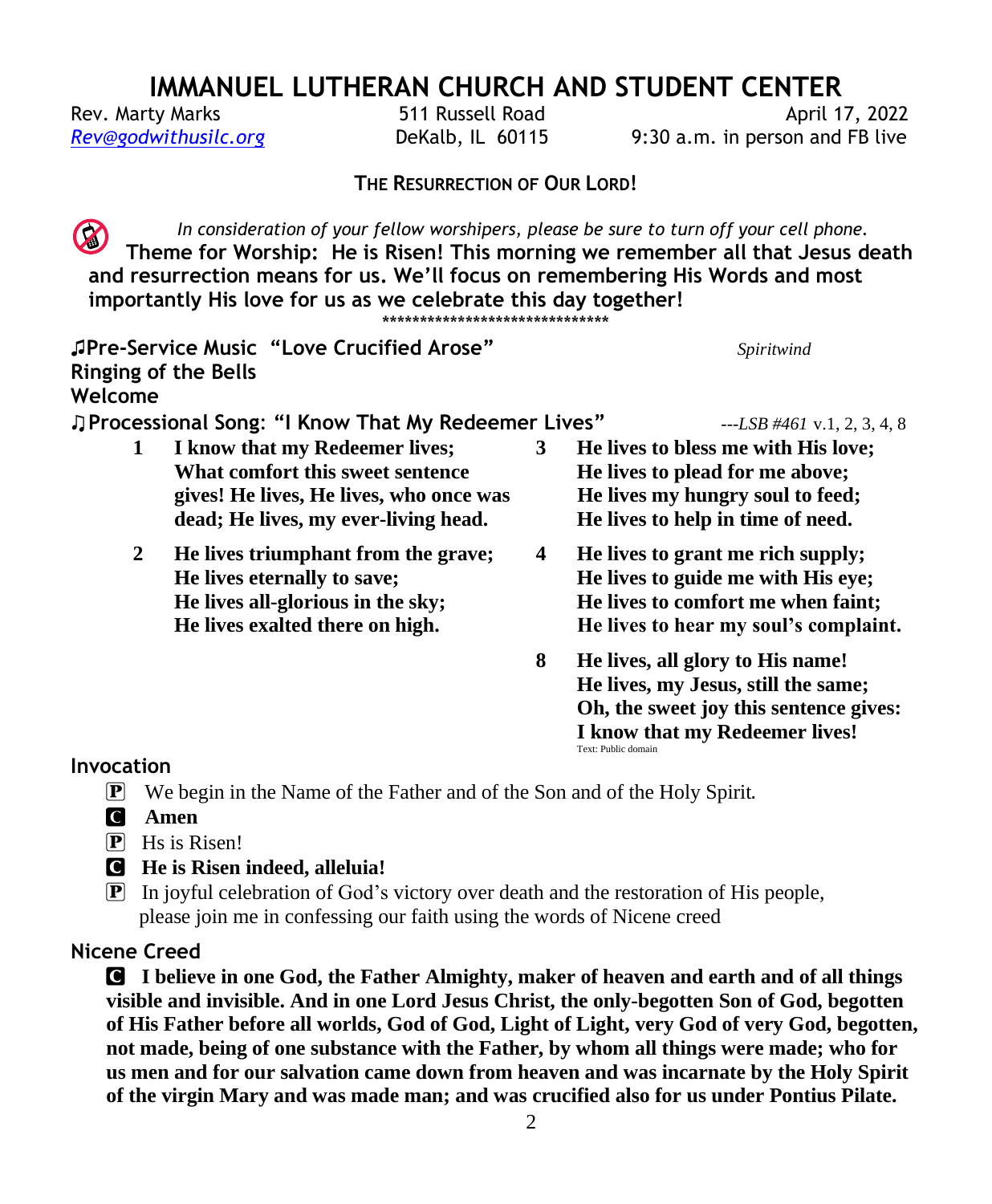# IMMANUEL LUTHERAN CHURCH AND STUDENT CENTER

Rev. Marty Marks — 511 Russell Road — April 17, 2022
*Rev@godwithusilc.org* — DeKalb, IL 60115 — 9:30 a.m. in person and FB live

**THE RESURRECTION OF OUR LORD!**

*In consideration of your fellow worshipers, please be sure to turn off your cell phone.*

**Theme for Worship: He is Risen! This morning we remember all that Jesus death and resurrection means for us. We'll focus on remembering His Words and most importantly His love for us as we celebrate this day together!**

******************************

**♫Pre-Service Music "Love Crucified Arose"** *Spiritwind*

**Ringing of the Bells**

**Welcome**

**♫Processional Song: "I Know That My Redeemer Lives"** ---*LSB #461* v.1, 2, 3, 4, 8

**1 I know that my Redeemer lives; What comfort this sweet sentence gives! He lives, He lives, who once was dead; He lives, my ever-living head.**

**2 He lives triumphant from the grave; He lives eternally to save; He lives all-glorious in the sky; He lives exalted there on high.**

**3 He lives to bless me with His love; He lives to plead for me above; He lives my hungry soul to feed; He lives to help in time of need.**

**4 He lives to grant me rich supply; He lives to guide me with His eye; He lives to comfort me when faint; He lives to hear my soul's complaint.**

**8 He lives, all glory to His name! He lives, my Jesus, still the same; Oh, the sweet joy this sentence gives: I know that my Redeemer lives!**

Text: Public domain

**Invocation**

P We begin in the Name of the Father and of the Son and of the Holy Spirit.

C **Amen**

P Hs is Risen!

C **He is Risen indeed, alleluia!**

P In joyful celebration of God's victory over death and the restoration of His people, please join me in confessing our faith using the words of Nicene creed

**Nicene Creed**

C **I believe in one God, the Father Almighty, maker of heaven and earth and of all things visible and invisible. And in one Lord Jesus Christ, the only-begotten Son of God, begotten of His Father before all worlds, God of God, Light of Light, very God of very God, begotten, not made, being of one substance with the Father, by whom all things were made; who for us men and for our salvation came down from heaven and was incarnate by the Holy Spirit of the virgin Mary and was made man; and was crucified also for us under Pontius Pilate.**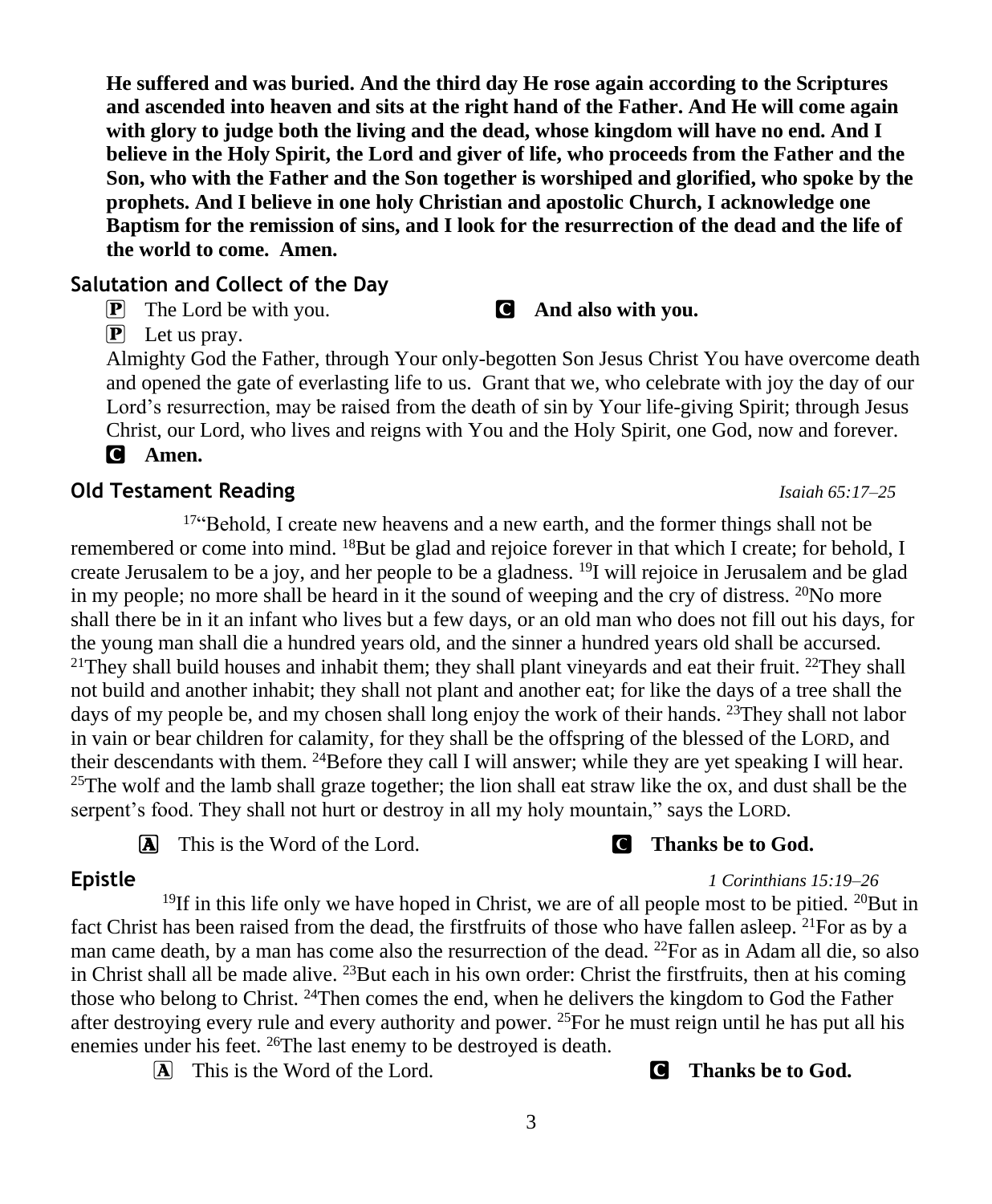**He suffered and was buried. And the third day He rose again according to the Scriptures and ascended into heaven and sits at the right hand of the Father. And He will come again with glory to judge both the living and the dead, whose kingdom will have no end. And I believe in the Holy Spirit, the Lord and giver of life, who proceeds from the Father and the Son, who with the Father and the Son together is worshiped and glorified, who spoke by the prophets. And I believe in one holy Christian and apostolic Church, I acknowledge one Baptism for the remission of sins, and I look for the resurrection of the dead and the life of the world to come. Amen.**

## Salutation and Collect of the Day

P The Lord be with you. **C And also with you.**

P Let us pray.

Almighty God the Father, through Your only-begotten Son Jesus Christ You have overcome death and opened the gate of everlasting life to us. Grant that we, who celebrate with joy the day of our Lord's resurrection, may be raised from the death of sin by Your life-giving Spirit; through Jesus Christ, our Lord, who lives and reigns with You and the Holy Spirit, one God, now and forever.

**C Amen.**

## Old Testament Reading *Isaiah 65:17–25*

[17]"Behold, I create new heavens and a new earth, and the former things shall not be remembered or come into mind. [18]But be glad and rejoice forever in that which I create; for behold, I create Jerusalem to be a joy, and her people to be a gladness. [19]I will rejoice in Jerusalem and be glad in my people; no more shall be heard in it the sound of weeping and the cry of distress. [20]No more shall there be in it an infant who lives but a few days, or an old man who does not fill out his days, for the young man shall die a hundred years old, and the sinner a hundred years old shall be accursed. [21]They shall build houses and inhabit them; they shall plant vineyards and eat their fruit. [22]They shall not build and another inhabit; they shall not plant and another eat; for like the days of a tree shall the days of my people be, and my chosen shall long enjoy the work of their hands. [23]They shall not labor in vain or bear children for calamity, for they shall be the offspring of the blessed of the LORD, and their descendants with them. [24]Before they call I will answer; while they are yet speaking I will hear. [25]The wolf and the lamb shall graze together; the lion shall eat straw like the ox, and dust shall be the serpent's food. They shall not hurt or destroy in all my holy mountain," says the LORD.

A This is the Word of the Lord. **C Thanks be to God.**

## Epistle *1 Corinthians 15:19–26*

[19]If in this life only we have hoped in Christ, we are of all people most to be pitied. [20]But in fact Christ has been raised from the dead, the firstfruits of those who have fallen asleep. [21]For as by a man came death, by a man has come also the resurrection of the dead. [22]For as in Adam all die, so also in Christ shall all be made alive. [23]But each in his own order: Christ the firstfruits, then at his coming those who belong to Christ. [24]Then comes the end, when he delivers the kingdom to God the Father after destroying every rule and every authority and power. [25]For he must reign until he has put all his enemies under his feet. [26]The last enemy to be destroyed is death.

A This is the Word of the Lord. **C Thanks be to God.**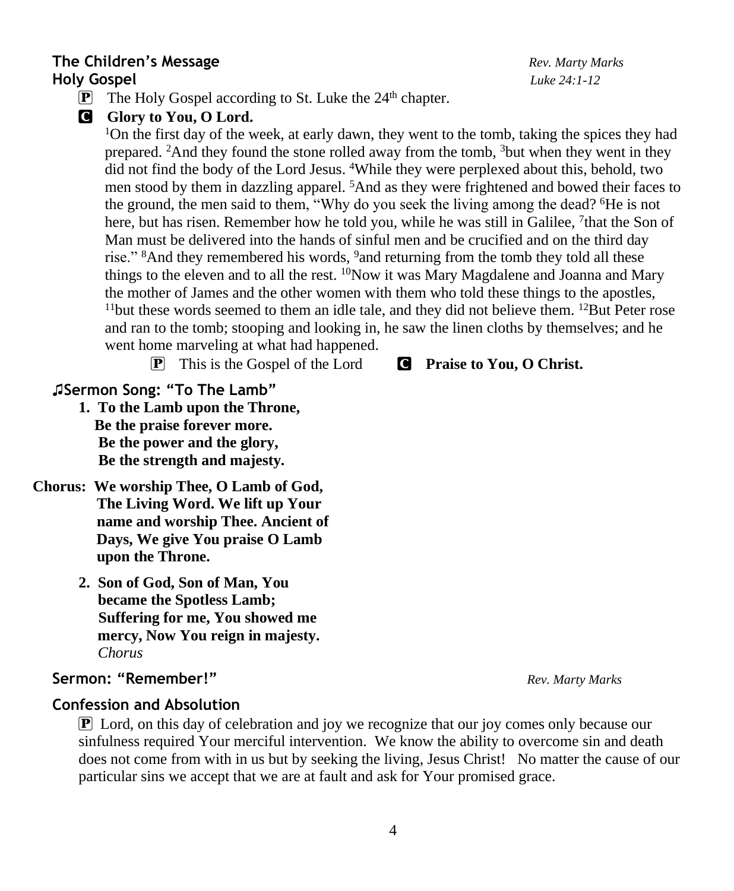**The Children's Message** *Rev. Marty Marks*

**Holy Gospel** *Luke 24:1-12*

P The Holy Gospel according to St. Luke the 24th chapter.

C **Glory to You, O Lord.**

[1]On the first day of the week, at early dawn, they went to the tomb, taking the spices they had prepared. [2]And they found the stone rolled away from the tomb, [3]but when they went in they did not find the body of the Lord Jesus. [4]While they were perplexed about this, behold, two men stood by them in dazzling apparel. [5]And as they were frightened and bowed their faces to the ground, the men said to them, "Why do you seek the living among the dead? [6]He is not here, but has risen. Remember how he told you, while he was still in Galilee, [7]that the Son of Man must be delivered into the hands of sinful men and be crucified and on the third day rise." [8]And they remembered his words, [9]and returning from the tomb they told all these things to the eleven and to all the rest. [10]Now it was Mary Magdalene and Joanna and Mary the mother of James and the other women with them who told these things to the apostles, [11]but these words seemed to them an idle tale, and they did not believe them. [12]But Peter rose and ran to the tomb; stooping and looking in, he saw the linen cloths by themselves; and he went home marveling at what had happened.

P This is the Gospel of the Lord C **Praise to You, O Christ.**

**♫Sermon Song: "To The Lamb"**

1. **To the Lamb upon the Throne,**
   **Be the praise forever more.**
   **Be the power and the glory,**
   **Be the strength and majesty.**

**Chorus: We worship Thee, O Lamb of God,**
**The Living Word. We lift up Your name and worship Thee. Ancient of Days, We give You praise O Lamb upon the Throne.**

2. **Son of God, Son of Man, You became the Spotless Lamb;**
   **Suffering for me, You showed me mercy, Now You reign in majesty.**
   *Chorus*

**Sermon: "Remember!"** *Rev. Marty Marks*

**Confession and Absolution**

P Lord, on this day of celebration and joy we recognize that our joy comes only because our sinfulness required Your merciful intervention. We know the ability to overcome sin and death does not come from with in us but by seeking the living, Jesus Christ! No matter the cause of our particular sins we accept that we are at fault and ask for Your promised grace.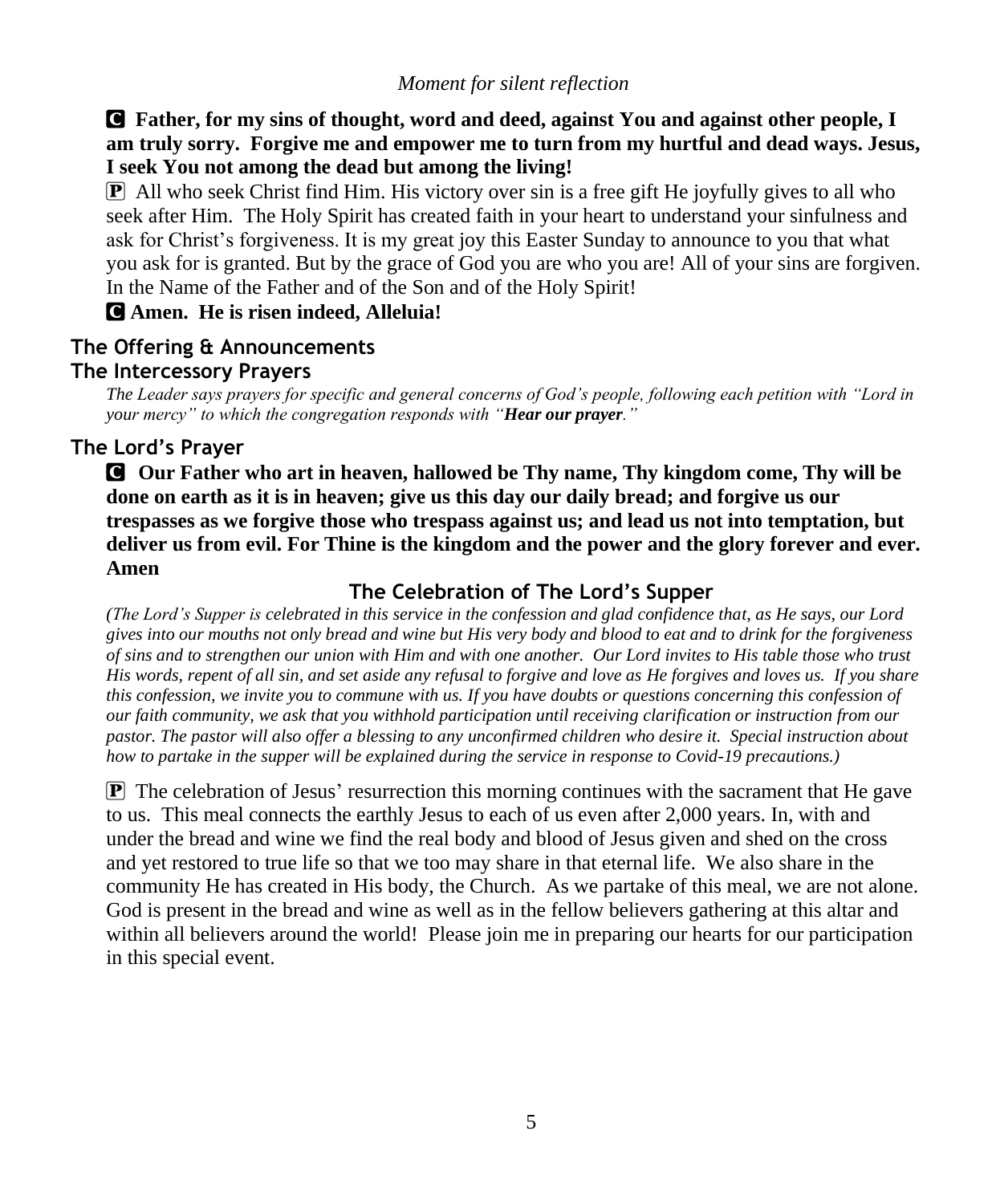*Moment for silent reflection*

**C Father, for my sins of thought, word and deed, against You and against other people, I am truly sorry. Forgive me and empower me to turn from my hurtful and dead ways. Jesus, I seek You not among the dead but among the living!**

P All who seek Christ find Him. His victory over sin is a free gift He joyfully gives to all who seek after Him. The Holy Spirit has created faith in your heart to understand your sinfulness and ask for Christ's forgiveness. It is my great joy this Easter Sunday to announce to you that what you ask for is granted. But by the grace of God you are who you are! All of your sins are forgiven. In the Name of the Father and of the Son and of the Holy Spirit!

**C Amen. He is risen indeed, Alleluia!**

## The Offering & Announcements

## The Intercessory Prayers

*The Leader says prayers for specific and general concerns of God's people, following each petition with "Lord in your mercy" to which the congregation responds with "**Hear our prayer**."*

## The Lord's Prayer

**C Our Father who art in heaven, hallowed be Thy name, Thy kingdom come, Thy will be done on earth as it is in heaven; give us this day our daily bread; and forgive us our trespasses as we forgive those who trespass against us; and lead us not into temptation, but deliver us from evil. For Thine is the kingdom and the power and the glory forever and ever. Amen**

## The Celebration of The Lord's Supper

*(The Lord's Supper is celebrated in this service in the confession and glad confidence that, as He says, our Lord gives into our mouths not only bread and wine but His very body and blood to eat and to drink for the forgiveness of sins and to strengthen our union with Him and with one another. Our Lord invites to His table those who trust His words, repent of all sin, and set aside any refusal to forgive and love as He forgives and loves us. If you share this confession, we invite you to commune with us. If you have doubts or questions concerning this confession of our faith community, we ask that you withhold participation until receiving clarification or instruction from our pastor. The pastor will also offer a blessing to any unconfirmed children who desire it. Special instruction about how to partake in the supper will be explained during the service in response to Covid-19 precautions.)*

P The celebration of Jesus' resurrection this morning continues with the sacrament that He gave to us. This meal connects the earthly Jesus to each of us even after 2,000 years. In, with and under the bread and wine we find the real body and blood of Jesus given and shed on the cross and yet restored to true life so that we too may share in that eternal life. We also share in the community He has created in His body, the Church. As we partake of this meal, we are not alone. God is present in the bread and wine as well as in the fellow believers gathering at this altar and within all believers around the world! Please join me in preparing our hearts for our participation in this special event.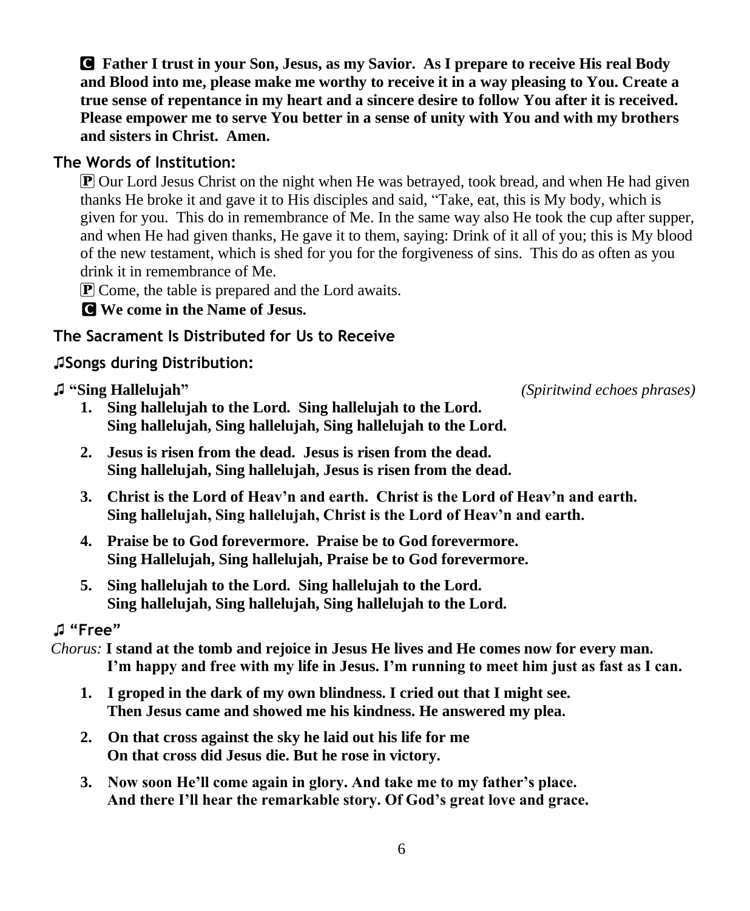**C Father I trust in your Son, Jesus, as my Savior. As I prepare to receive His real Body and Blood into me, please make me worthy to receive it in a way pleasing to You. Create a true sense of repentance in my heart and a sincere desire to follow You after it is received. Please empower me to serve You better in a sense of unity with You and with my brothers and sisters in Christ. Amen.**

## The Words of Institution:

P Our Lord Jesus Christ on the night when He was betrayed, took bread, and when He had given thanks He broke it and gave it to His disciples and said, "Take, eat, this is My body, which is given for you. This do in remembrance of Me. In the same way also He took the cup after supper, and when He had given thanks, He gave it to them, saying: Drink of it all of you; this is My blood of the new testament, which is shed for you for the forgiveness of sins. This do as often as you drink it in remembrance of Me.

P Come, the table is prepared and the Lord awaits.

**C We come in the Name of Jesus.**

## The Sacrament Is Distributed for Us to Receive

## ♫Songs during Distribution:

**♫ "Sing Hallelujah"** *(Spiritwind echoes phrases)*

1. **Sing hallelujah to the Lord. Sing hallelujah to the Lord.**
   **Sing hallelujah, Sing hallelujah, Sing hallelujah to the Lord.**

2. **Jesus is risen from the dead. Jesus is risen from the dead.**
   **Sing hallelujah, Sing hallelujah, Jesus is risen from the dead.**

3. **Christ is the Lord of Heav'n and earth. Christ is the Lord of Heav'n and earth.**
   **Sing hallelujah, Sing hallelujah, Christ is the Lord of Heav'n and earth.**

4. **Praise be to God forevermore. Praise be to God forevermore.**
   **Sing Hallelujah, Sing hallelujah, Praise be to God forevermore.**

5. **Sing hallelujah to the Lord. Sing hallelujah to the Lord.**
   **Sing hallelujah, Sing hallelujah, Sing hallelujah to the Lord.**

## ♫ "Free"

*Chorus:* **I stand at the tomb and rejoice in Jesus He lives and He comes now for every man.**
**I'm happy and free with my life in Jesus. I'm running to meet him just as fast as I can.**

1. **I groped in the dark of my own blindness. I cried out that I might see.**
   **Then Jesus came and showed me his kindness. He answered my plea.**

2. **On that cross against the sky he laid out his life for me**
   **On that cross did Jesus die. But he rose in victory.**

3. **Now soon He'll come again in glory. And take me to my father's place.**
   **And there I'll hear the remarkable story. Of God's great love and grace.**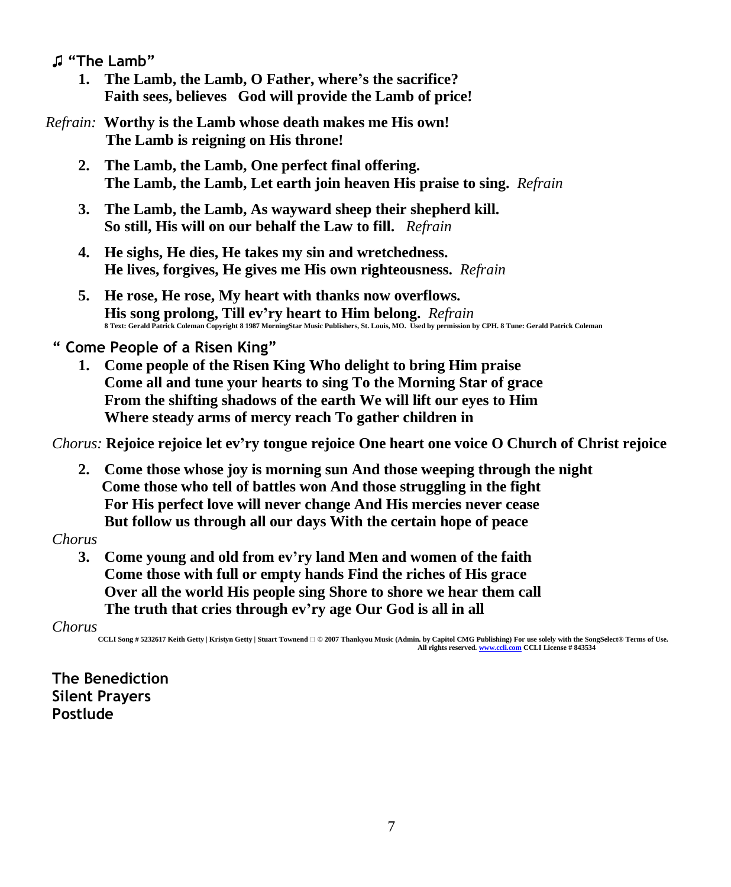## ♫ "The Lamb"

1. **The Lamb, the Lamb, O Father, where's the sacrifice?**
   **Faith sees, believes God will provide the Lamb of price!**

*Refrain:* **Worthy is the Lamb whose death makes me His own!**
**The Lamb is reigning on His throne!**

2. **The Lamb, the Lamb, One perfect final offering.**
   **The Lamb, the Lamb, Let earth join heaven His praise to sing.** *Refrain*

3. **The Lamb, the Lamb, As wayward sheep their shepherd kill.**
   **So still, His will on our behalf the Law to fill.** *Refrain*

4. **He sighs, He dies, He takes my sin and wretchedness.**
   **He lives, forgives, He gives me His own righteousness.** *Refrain*

5. **He rose, He rose, My heart with thanks now overflows.**
   **His song prolong, Till ev'ry heart to Him belong.** *Refrain*

8 Text: Gerald Patrick Coleman Copyright 8 1987 MorningStar Music Publishers, St. Louis, MO. Used by permission by CPH. 8 Tune: Gerald Patrick Coleman

## " Come People of a Risen King"

1. **Come people of the Risen King Who delight to bring Him praise**
   **Come all and tune your hearts to sing To the Morning Star of grace**
   **From the shifting shadows of the earth We will lift our eyes to Him**
   **Where steady arms of mercy reach To gather children in**

*Chorus:* **Rejoice rejoice let ev'ry tongue rejoice One heart one voice O Church of Christ rejoice**

2. **Come those whose joy is morning sun And those weeping through the night**
   **Come those who tell of battles won And those struggling in the fight**
   **For His perfect love will never change And His mercies never cease**
   **But follow us through all our days With the certain hope of peace**

*Chorus*

3. **Come young and old from ev'ry land Men and women of the faith**
   **Come those with full or empty hands Find the riches of His grace**
   **Over all the world His people sing Shore to shore we hear them call**
   **The truth that cries through ev'ry age Our God is all in all**

*Chorus*

CCLI Song # 5232617 Keith Getty | Kristyn Getty | Stuart Townend © 2007 Thankyou Music (Admin. by Capitol CMG Publishing) For use solely with the SongSelect® Terms of Use. All rights reserved. www.ccli.com CCLI License # 843534

**The Benediction**
**Silent Prayers**
**Postlude**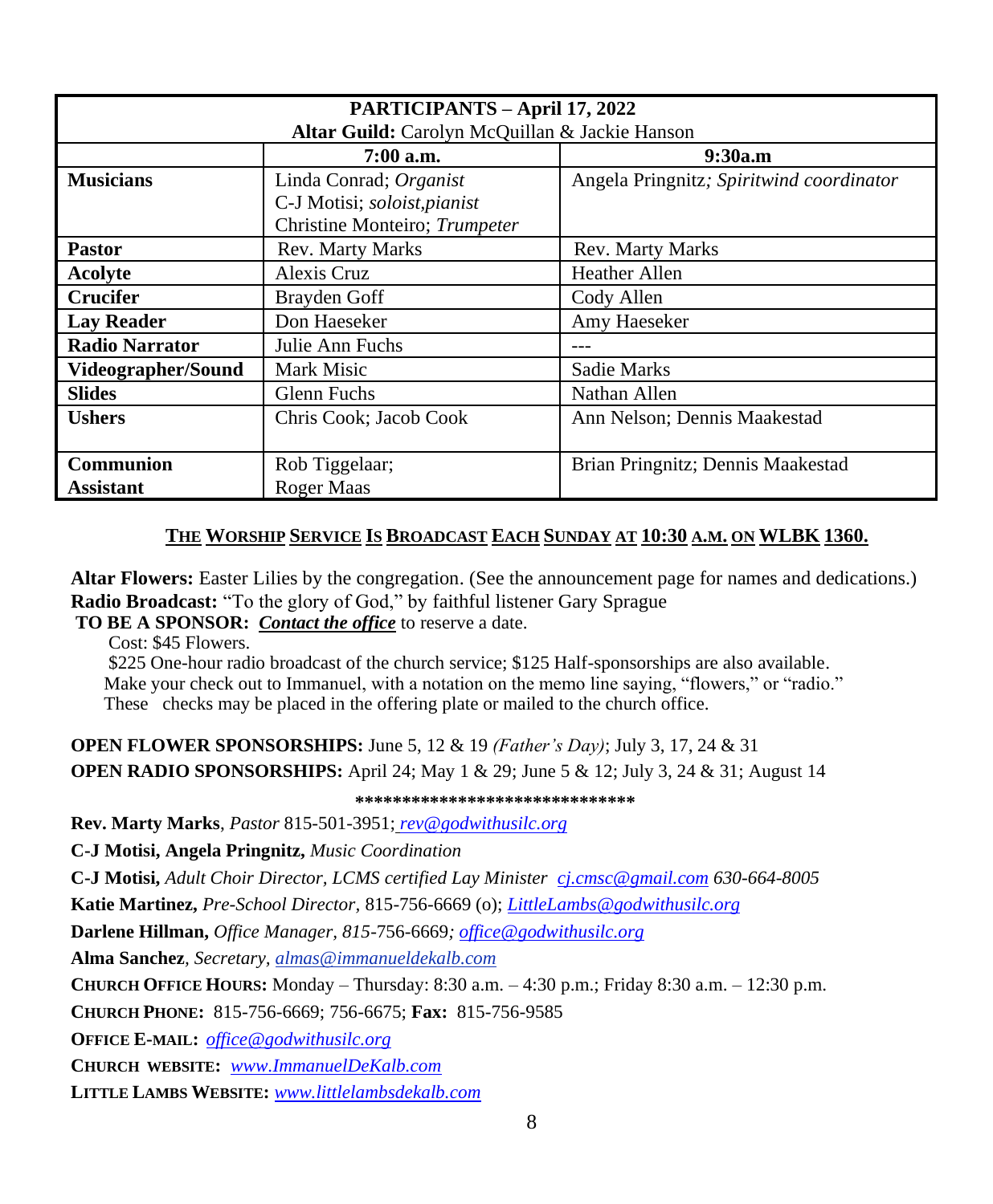| PARTICIPANTS – April 17, 2022<br>**Altar Guild:** Carolyn McQuillan & Jackie Hanson | | |
|---|---|---|
| | **7:00 a.m.** | **9:30a.m** |
| **Musicians** | Linda Conrad; *Organist*<br>C-J Motisi; *soloist,pianist*<br>Christine Monteiro; *Trumpeter* | Angela Pringnitz*; Spiritwind coordinator* |
| **Pastor** | Rev. Marty Marks | Rev. Marty Marks |
| **Acolyte** | Alexis Cruz | Heather Allen |
| **Crucifer** | Brayden Goff | Cody Allen |
| **Lay Reader** | Don Haeseker | Amy Haeseker |
| **Radio Narrator** | Julie Ann Fuchs | --- |
| **Videographer/Sound** | Mark Misic | Sadie Marks |
| **Slides** | Glenn Fuchs | Nathan Allen |
| **Ushers** | Chris Cook; Jacob Cook | Ann Nelson; Dennis Maakestad |
| **Communion Assistant** | Rob Tiggelaar;<br>Roger Maas | Brian Pringnitz; Dennis Maakestad |

**THE WORSHIP SERVICE IS BROADCAST EACH SUNDAY AT 10:30 A.M. ON WLBK 1360.**

**Altar Flowers:** Easter Lilies by the congregation. (See the announcement page for names and dedications.)
**Radio Broadcast:** "To the glory of God," by faithful listener Gary Sprague
**TO BE A SPONSOR:** ***Contact the office*** to reserve a date.

Cost: $45 Flowers.
$225 One-hour radio broadcast of the church service; $125 Half-sponsorships are also available.
Make your check out to Immanuel, with a notation on the memo line saying, "flowers," or "radio."
These checks may be placed in the offering plate or mailed to the church office.

**OPEN FLOWER SPONSORSHIPS:** June 5, 12 & 19 *(Father's Day)*; July 3, 17, 24 & 31
**OPEN RADIO SPONSORSHIPS:** April 24; May 1 & 29; June 5 & 12; July 3, 24 & 31; August 14

******************************

**Rev. Marty Marks**, *Pastor* 815-501-3951; *rev@godwithusilc.org*

**C-J Motisi, Angela Pringnitz,** *Music Coordination*

**C-J Motisi,** *Adult Choir Director, LCMS certified Lay Minister* *cj.cmsc@gmail.com 630-664-8005*

**Katie Martinez,** *Pre-School Director*, 815-756-6669 (o); *LittleLambs@godwithusilc.org*

**Darlene Hillman,** *Office Manager, 815*-756-6669*; office@godwithusilc.org*

**Alma Sanchez**, *Secretary*, *almas@immanueldekalb.com*

**CHURCH OFFICE HOURS:** Monday – Thursday: 8:30 a.m. – 4:30 p.m.; Friday 8:30 a.m. – 12:30 p.m.

**CHURCH PHONE:** 815-756-6669; 756-6675; **Fax:** 815-756-9585

**OFFICE E-MAIL:** *office@godwithusilc.org*

**CHURCH WEBSITE:** *www.ImmanuelDeKalb.com*

**LITTLE LAMBS WEBSITE:** *www.littlelambsdekalb.com*